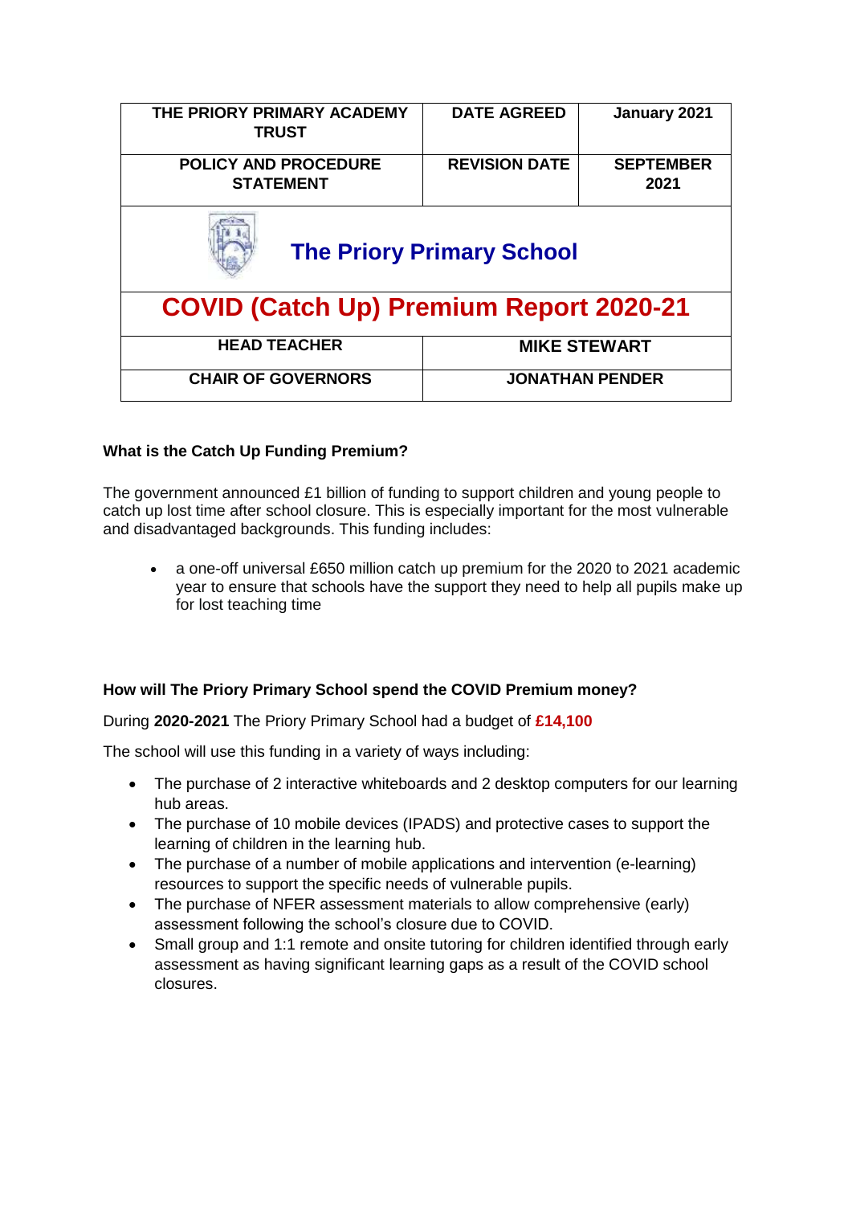| THE PRIORY PRIMARY ACADEMY TRUST | DATE AGREED | January 2021 |
| --- | --- | --- |
| POLICY AND PROCEDURE STATEMENT | REVISION DATE | SEPTEMBER 2021 |
| The Priory Primary School | | |
| COVID (Catch Up) Premium Report 2020-21 | | |
| HEAD TEACHER | MIKE STEWART | |
| CHAIR OF GOVERNORS | JONATHAN PENDER | |

### What is the Catch Up Funding Premium?

The government announced £1 billion of funding to support children and young people to catch up lost time after school closure. This is especially important for the most vulnerable and disadvantaged backgrounds. This funding includes:

- a one-off universal £650 million catch up premium for the 2020 to 2021 academic year to ensure that schools have the support they need to help all pupils make up for lost teaching time

### How will The Priory Primary School spend the COVID Premium money?

During **2020-2021** The Priory Primary School had a budget of **£14,100**

The school will use this funding in a variety of ways including:

- The purchase of 2 interactive whiteboards and 2 desktop computers for our learning hub areas.
- The purchase of 10 mobile devices (IPADS) and protective cases to support the learning of children in the learning hub.
- The purchase of a number of mobile applications and intervention (e-learning) resources to support the specific needs of vulnerable pupils.
- The purchase of NFER assessment materials to allow comprehensive (early) assessment following the school's closure due to COVID.
- Small group and 1:1 remote and onsite tutoring for children identified through early assessment as having significant learning gaps as a result of the COVID school closures.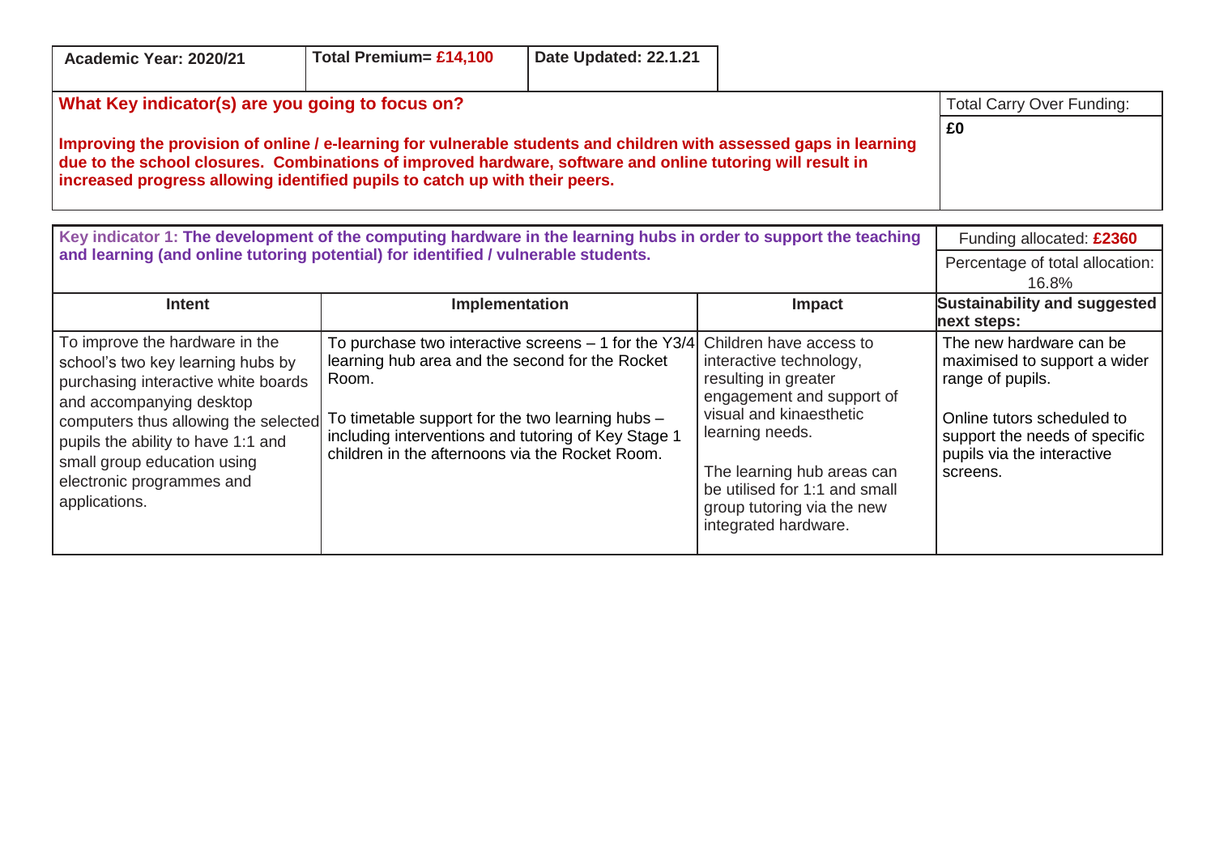| Academic Year: 2020/21 | Total Premium= £14,100 | Date Updated: 22.1.21 |
|---|---|---|

| What Key indicator(s) are you going to focus on? | Total Carry Over Funding: |
|---|---|
| **Improving the provision of online / e-learning for vulnerable students and children with assessed gaps in learning due to the school closures. Combinations of improved hardware, software and online tutoring will result in increased progress allowing identified pupils to catch up with their peers.** | **£0** |

| **Key indicator 1: The development of the computing hardware in the learning hubs in order to support the teaching and learning (and online tutoring potential) for identified / vulnerable students.** | | | Funding allocated: **£2360**<br>Percentage of total allocation: 16.8% |
|---|---|---|---|
| **Intent** | **Implementation** | **Impact** | **Sustainability and suggested next steps:** |
| To improve the hardware in the school's two key learning hubs by purchasing interactive white boards and accompanying desktop computers thus allowing the selected pupils the ability to have 1:1 and small group education using electronic programmes and applications. | To purchase two interactive screens – 1 for the Y3/4 learning hub area and the second for the Rocket Room.<br><br>To timetable support for the two learning hubs – including interventions and tutoring of Key Stage 1 children in the afternoons via the Rocket Room. | Children have access to interactive technology, resulting in greater engagement and support of visual and kinaesthetic learning needs.<br><br>The learning hub areas can be utilised for 1:1 and small group tutoring via the new integrated hardware. | The new hardware can be maximised to support a wider range of pupils.<br><br>Online tutors scheduled to support the needs of specific pupils via the interactive screens. |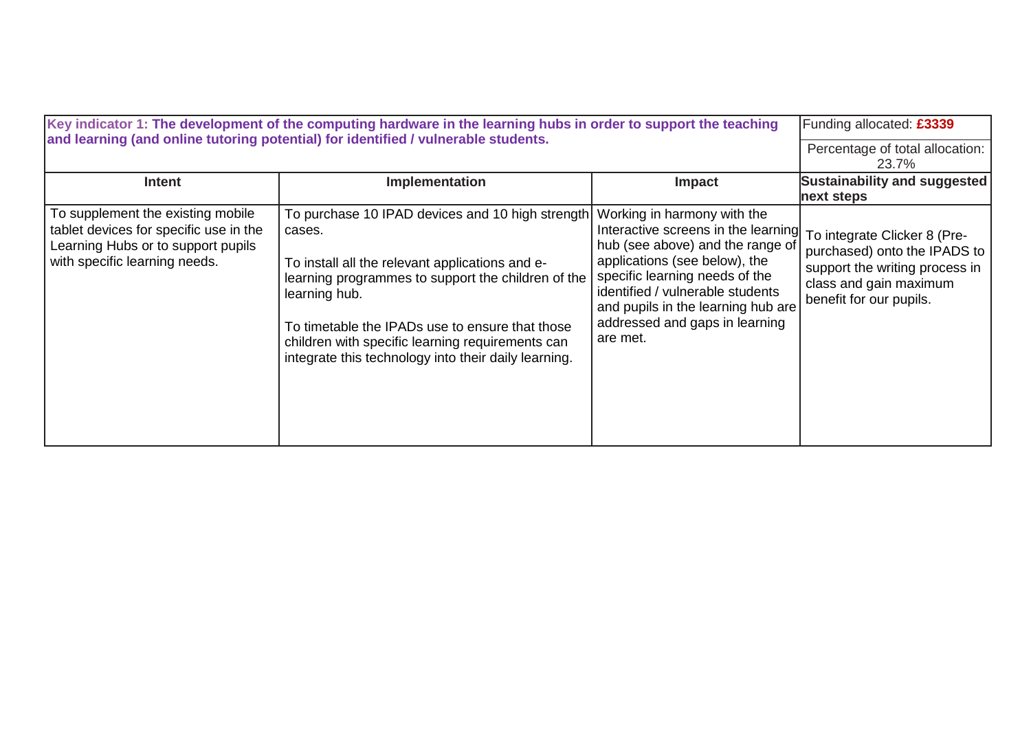| **Key indicator 1: The development of the computing hardware in the learning hubs in order to support the teaching and learning (and online tutoring potential) for identified / vulnerable students.** | | | Funding allocated: **£3339**<br>Percentage of total allocation: 23.7% |
|---|---|---|---|
| **Intent** | **Implementation** | **Impact** | **Sustainability and suggested next steps** |
| To supplement the existing mobile tablet devices for specific use in the Learning Hubs or to support pupils with specific learning needs. | To purchase 10 IPAD devices and 10 high strength cases.<br><br>To install all the relevant applications and e-learning programmes to support the children of the learning hub.<br><br>To timetable the IPADs use to ensure that those children with specific learning requirements can integrate this technology into their daily learning. | Working in harmony with the Interactive screens in the learning hub (see above) and the range of applications (see below), the specific learning needs of the identified / vulnerable students and pupils in the learning hub are addressed and gaps in learning are met. | To integrate Clicker 8 (Pre-purchased) onto the IPADS to support the writing process in class and gain maximum benefit for our pupils. |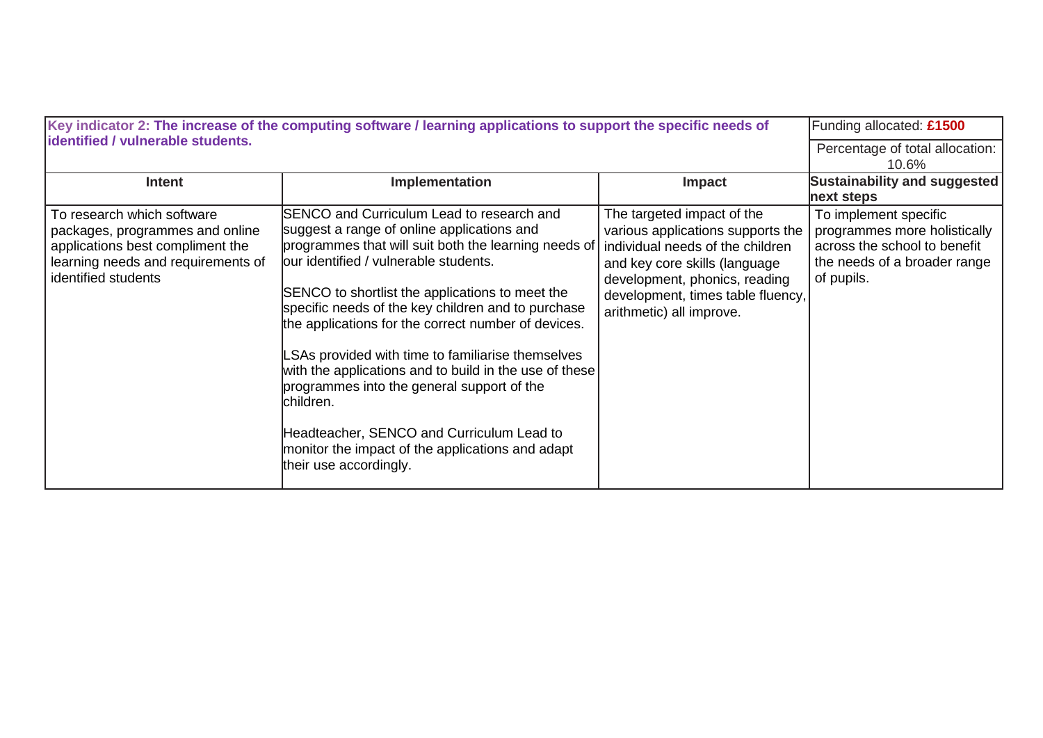| **Key indicator 2: The increase of the computing software / learning applications to support the specific needs of identified / vulnerable students.** | | | Funding allocated: **£1500** |
|---|---|---|---|
| | | | Percentage of total allocation: 10.6% |
| **Intent** | **Implementation** | **Impact** | **Sustainability and suggested next steps** |
| To research which software packages, programmes and online applications best compliment the learning needs and requirements of identified students | SENCO and Curriculum Lead to research and suggest a range of online applications and programmes that will suit both the learning needs of our identified / vulnerable students.<br><br>SENCO to shortlist the applications to meet the specific needs of the key children and to purchase the applications for the correct number of devices.<br><br>LSAs provided with time to familiarise themselves with the applications and to build in the use of these programmes into the general support of the children.<br><br>Headteacher, SENCO and Curriculum Lead to monitor the impact of the applications and adapt their use accordingly. | The targeted impact of the various applications supports the individual needs of the children and key core skills (language development, phonics, reading development, times table fluency, arithmetic) all improve. | To implement specific programmes more holistically across the school to benefit the needs of a broader range of pupils. |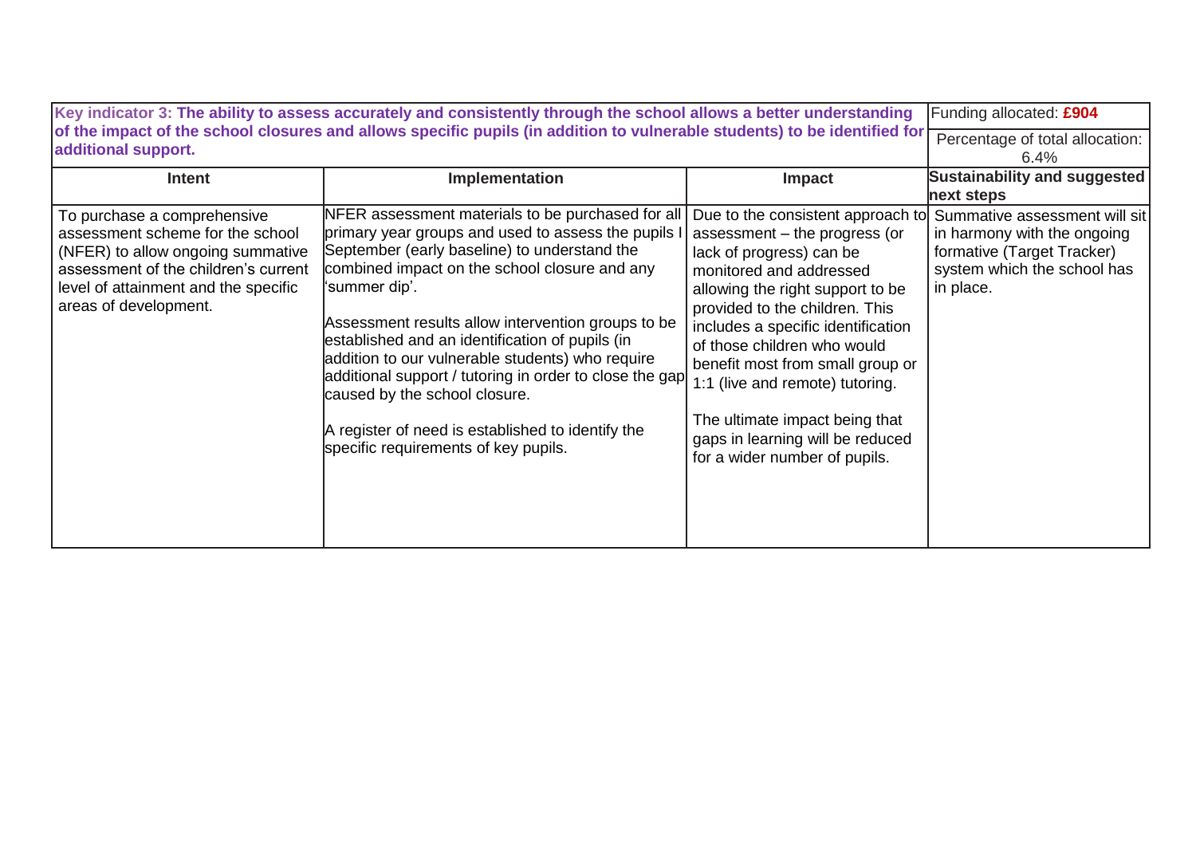| Key indicator 3: The ability to assess accurately and consistently through the school allows a better understanding of the impact of the school closures and allows specific pupils (in addition to vulnerable students) to be identified for additional support. | | | Funding allocated: **£904** |
|---|---|---|---|
| | | | Percentage of total allocation: 6.4% |
| **Intent** | **Implementation** | **Impact** | **Sustainability and suggested next steps** |
| To purchase a comprehensive assessment scheme for the school (NFER) to allow ongoing summative assessment of the children's current level of attainment and the specific areas of development. | NFER assessment materials to be purchased for all primary year groups and used to assess the pupils I September (early baseline) to understand the combined impact on the school closure and any 'summer dip'.<br><br>Assessment results allow intervention groups to be established and an identification of pupils (in addition to our vulnerable students) who require additional support / tutoring in order to close the gap caused by the school closure.<br><br>A register of need is established to identify the specific requirements of key pupils. | Due to the consistent approach to assessment – the progress (or lack of progress) can be monitored and addressed allowing the right support to be provided to the children. This includes a specific identification of those children who would benefit most from small group or 1:1 (live and remote) tutoring.<br><br>The ultimate impact being that gaps in learning will be reduced for a wider number of pupils. | Summative assessment will sit in harmony with the ongoing formative (Target Tracker) system which the school has in place. |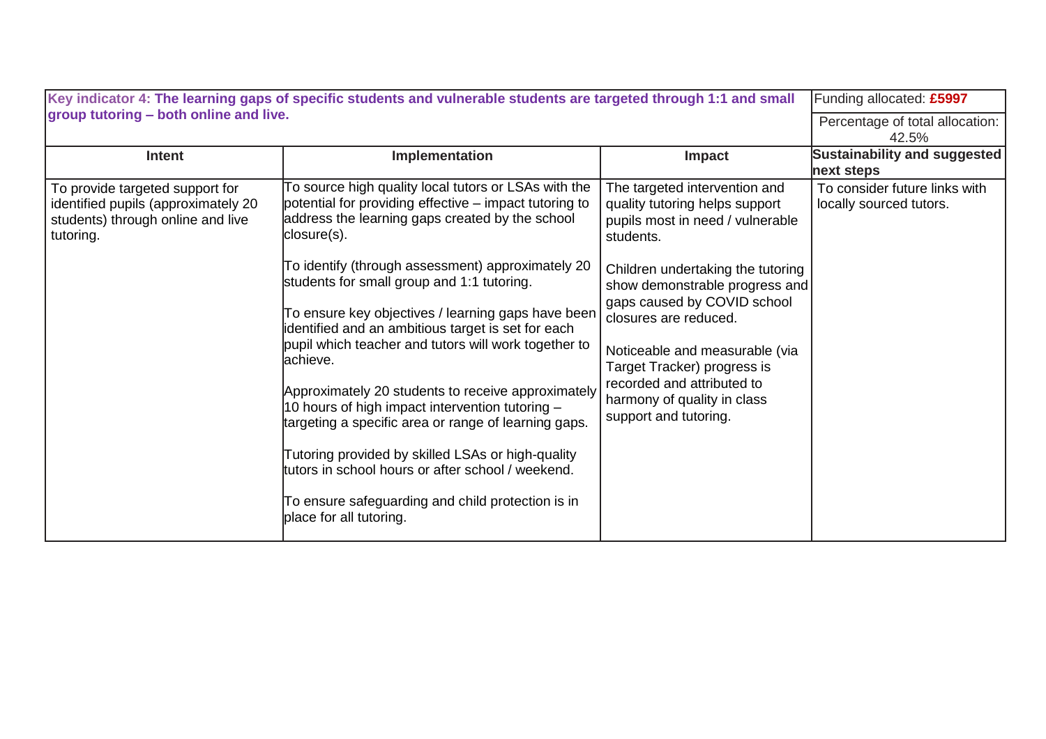| **Key indicator 4: The learning gaps of specific students and vulnerable students are targeted through 1:1 and small group tutoring – both online and live.** | | | Funding allocated: **£5997**<br>Percentage of total allocation: 42.5% |
|---|---|---|---|
| **Intent** | **Implementation** | **Impact** | **Sustainability and suggested next steps** |
| To provide targeted support for identified pupils (approximately 20 students) through online and live tutoring. | To source high quality local tutors or LSAs with the potential for providing effective – impact tutoring to address the learning gaps created by the school closure(s).<br><br>To identify (through assessment) approximately 20 students for small group and 1:1 tutoring.<br><br>To ensure key objectives / learning gaps have been identified and an ambitious target is set for each pupil which teacher and tutors will work together to achieve.<br><br>Approximately 20 students to receive approximately 10 hours of high impact intervention tutoring – targeting a specific area or range of learning gaps.<br><br>Tutoring provided by skilled LSAs or high-quality tutors in school hours or after school / weekend.<br><br>To ensure safeguarding and child protection is in place for all tutoring. | The targeted intervention and quality tutoring helps support pupils most in need / vulnerable students.<br><br>Children undertaking the tutoring show demonstrable progress and gaps caused by COVID school closures are reduced.<br><br>Noticeable and measurable (via Target Tracker) progress is recorded and attributed to harmony of quality in class support and tutoring. | To consider future links with locally sourced tutors. |